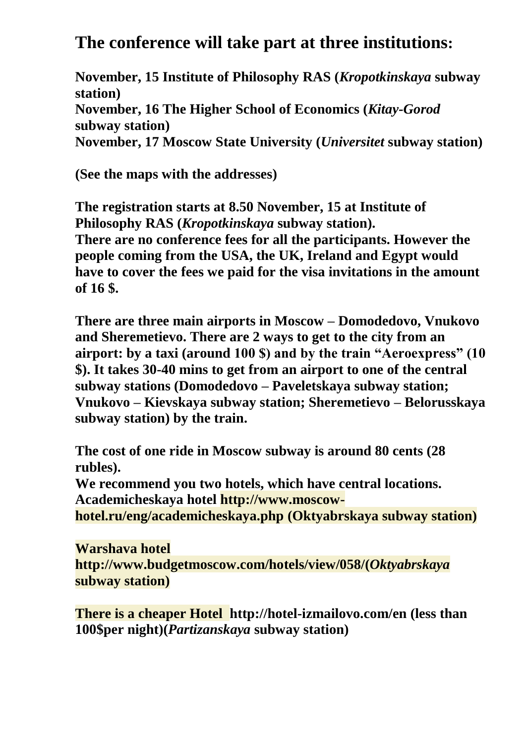# The conference will take part at three institutions:

**November, 15 Institute of Philosophy RAS (*Kropotkinskaya* subway station)**
**November, 16 The Higher School of Economics (*Kitay-Gorod* subway station)**
**November, 17 Moscow State University (*Universitet* subway station)**

**(See the maps with the addresses)**

**The registration starts at 8.50 November, 15 at Institute of Philosophy RAS (*Kropotkinskaya* subway station).**
**There are no conference fees for all the participants. However the people coming from the USA, the UK, Ireland and Egypt would have to cover the fees we paid for the visa invitations in the amount of 16 $.**

**There are three main airports in Moscow – Domodedovo, Vnukovo and Sheremetievo. There are 2 ways to get to the city from an airport: by a taxi (around 100 $) and by the train "Aeroexpress" (10 $). It takes 30-40 mins to get from an airport to one of the central subway stations (Domodedovo – Paveletskaya subway station; Vnukovo – Kievskaya subway station; Sheremetievo – Belorusskaya subway station) by the train.**

**The cost of one ride in Moscow subway is around 80 cents (28 rubles).**
**We recommend you two hotels, which have central locations.**
**Academicheskaya hotel http://www.moscow-hotel.ru/eng/academicheskaya.php (Oktyabrskaya subway station)**

**Warshava hotel**
**http://www.budgetmoscow.com/hotels/view/058/(*Oktyabrskaya* subway station)**

**There is a cheaper Hotel http://hotel-izmailovo.com/en (less than 100$per night)(*Partizanskaya* subway station)**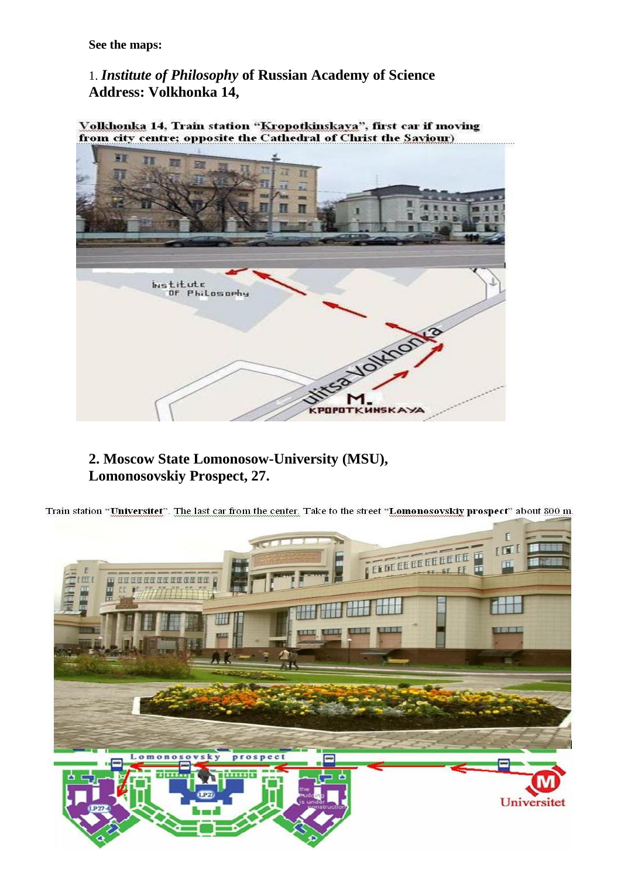**See the maps:**

1. ***Institute of Philosophy* of Russian Academy of Science**
**Address: Volkhonka 14,**

Volkhonka 14, Train station "Kropotkinskaya", first car if moving from city centre; opposite the Cathedral of Christ the Saviour)

**2. Moscow State Lomonosow-University (MSU), Lomonosovskiy Prospect, 27.**

Train station "**Universitet**". The last car from the center. Take to the street "**Lomonosovskiy prospect**" about 800 m.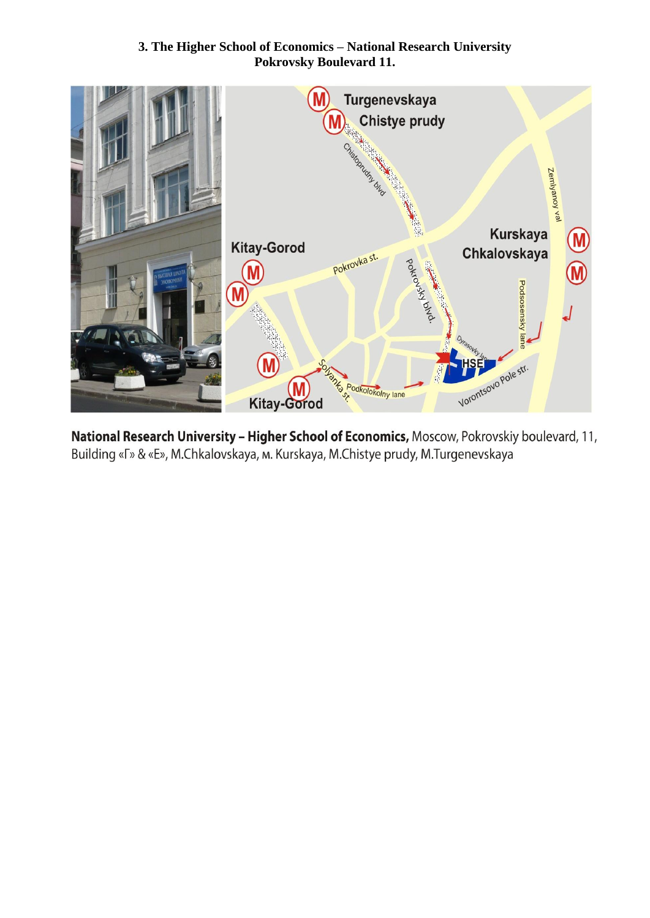**3. The Higher School of Economics – National Research University**
**Pokrovsky Boulevard 11.**

**National Research University – Higher School of Economics,** Moscow, Pokrovskiy boulevard, 11, Building «Г» & «Е», M.Chkalovskaya, м. Kurskaya, M.Chistye prudy, M.Turgenevskaya